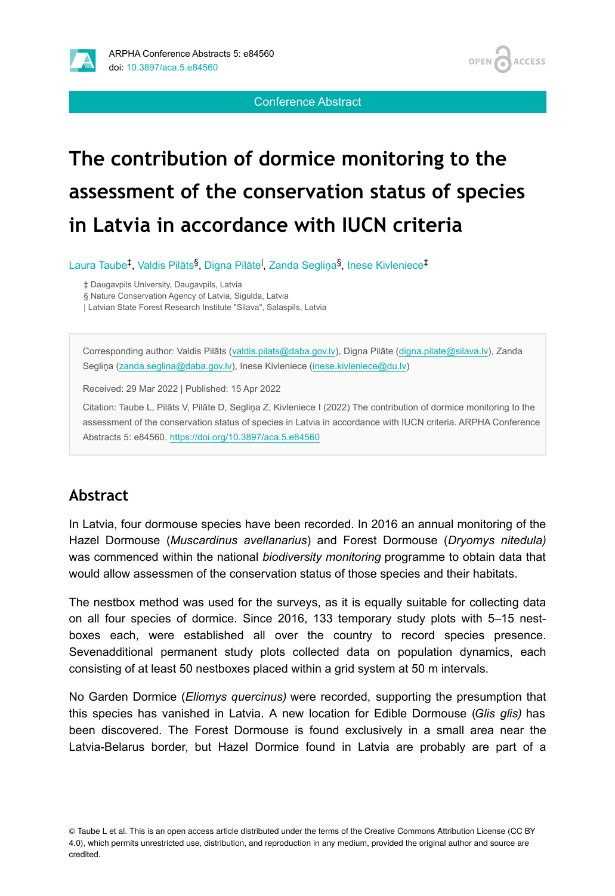Conference Abstract

# The contribution of dormice monitoring to the assessment of the conservation status of species in Latvia in accordance with IUCN criteria

Laura Taube[‡], Valdis Pilāts[§], Digna Pilāte[|], Zanda Segliņa[§], Inese Kivleniece[‡]

‡ Daugavpils University, Daugavpils, Latvia
§ Nature Conservation Agency of Latvia, Sigulda, Latvia
| Latvian State Forest Research Institute "Silava", Salaspils, Latvia

Corresponding author: Valdis Pilāts (valdis.pilats@daba.gov.lv), Digna Pilāte (digna.pilate@silava.lv), Zanda Segliņa (zanda.seglina@daba.gov.lv), Inese Kivleniece (inese.kivleniece@du.lv)

Received: 29 Mar 2022 | Published: 15 Apr 2022

Citation: Taube L, Pilāts V, Pilāte D, Segliņa Z, Kivleniece I (2022) The contribution of dormice monitoring to the assessment of the conservation status of species in Latvia in accordance with IUCN criteria. ARPHA Conference Abstracts 5: e84560. https://doi.org/10.3897/aca.5.e84560

## Abstract

In Latvia, four dormouse species have been recorded. In 2016 an annual monitoring of the Hazel Dormouse (*Muscardinus avellanarius*) and Forest Dormouse (*Dryomys nitedula)* was commenced within the national *biodiversity monitoring* programme to obtain data that would allow assessmen of the conservation status of those species and their habitats.

The nestbox method was used for the surveys, as it is equally suitable for collecting data on all four species of dormice. Since 2016, 133 temporary study plots with 5–15 nest-boxes each, were established all over the country to record species presence. Sevenadditional permanent study plots collected data on population dynamics, each consisting of at least 50 nestboxes placed within a grid system at 50 m intervals.

No Garden Dormice (*Eliomys quercinus)* were recorded, supporting the presumption that this species has vanished in Latvia. A new location for Edible Dormouse (*Glis glis)* has been discovered. The Forest Dormouse is found exclusively in a small area near the Latvia-Belarus border, but Hazel Dormice found in Latvia are probably are part of a

© Taube L et al. This is an open access article distributed under the terms of the Creative Commons Attribution License (CC BY 4.0), which permits unrestricted use, distribution, and reproduction in any medium, provided the original author and source are credited.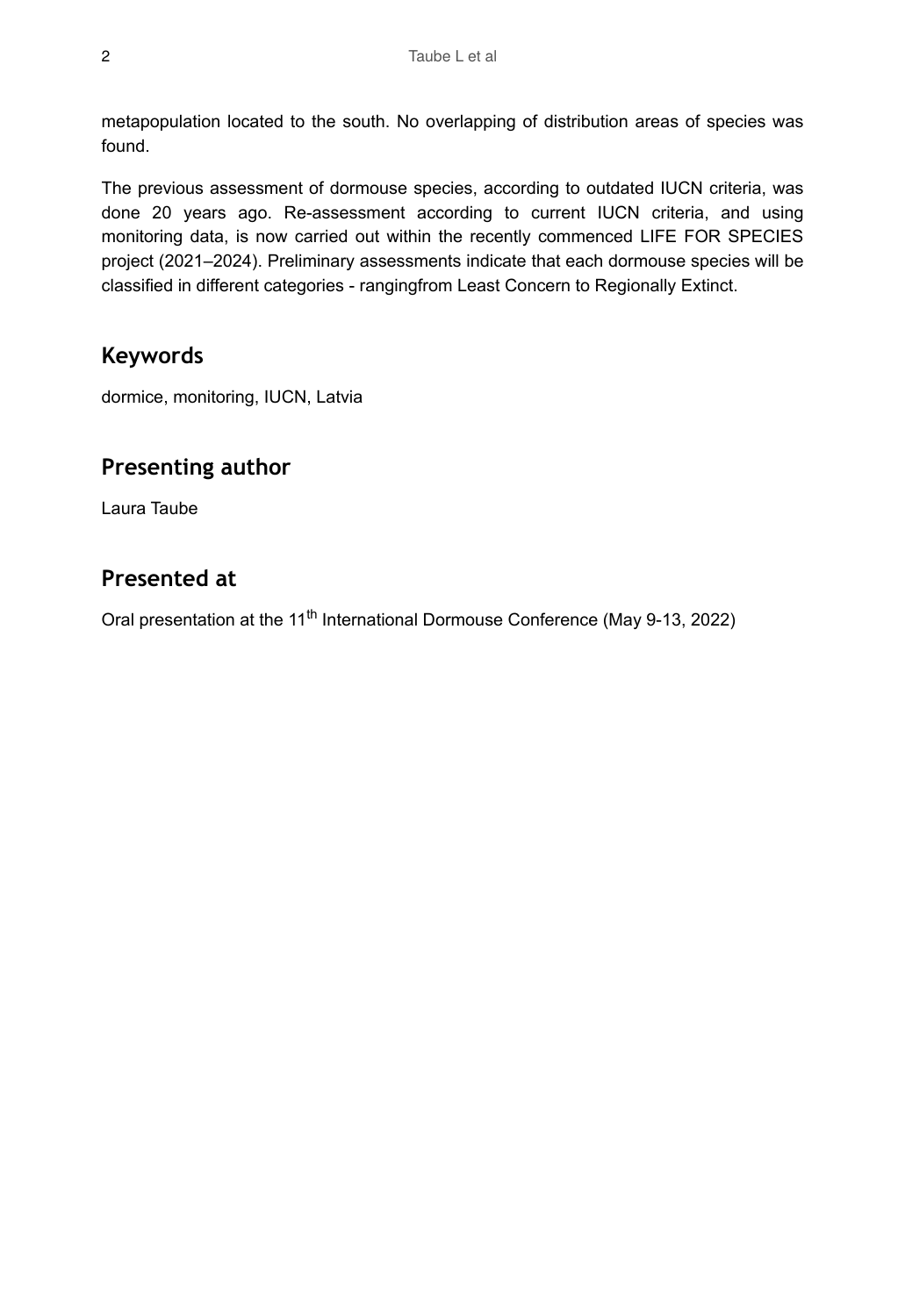metapopulation located to the south. No overlapping of distribution areas of species was found.

The previous assessment of dormouse species, according to outdated IUCN criteria, was done 20 years ago. Re-assessment according to current IUCN criteria, and using monitoring data, is now carried out within the recently commenced LIFE FOR SPECIES project (2021–2024). Preliminary assessments indicate that each dormouse species will be classified in different categories - rangingfrom Least Concern to Regionally Extinct.

## Keywords

dormice, monitoring, IUCN, Latvia

## Presenting author

Laura Taube

## Presented at

Oral presentation at the 11th International Dormouse Conference (May 9-13, 2022)